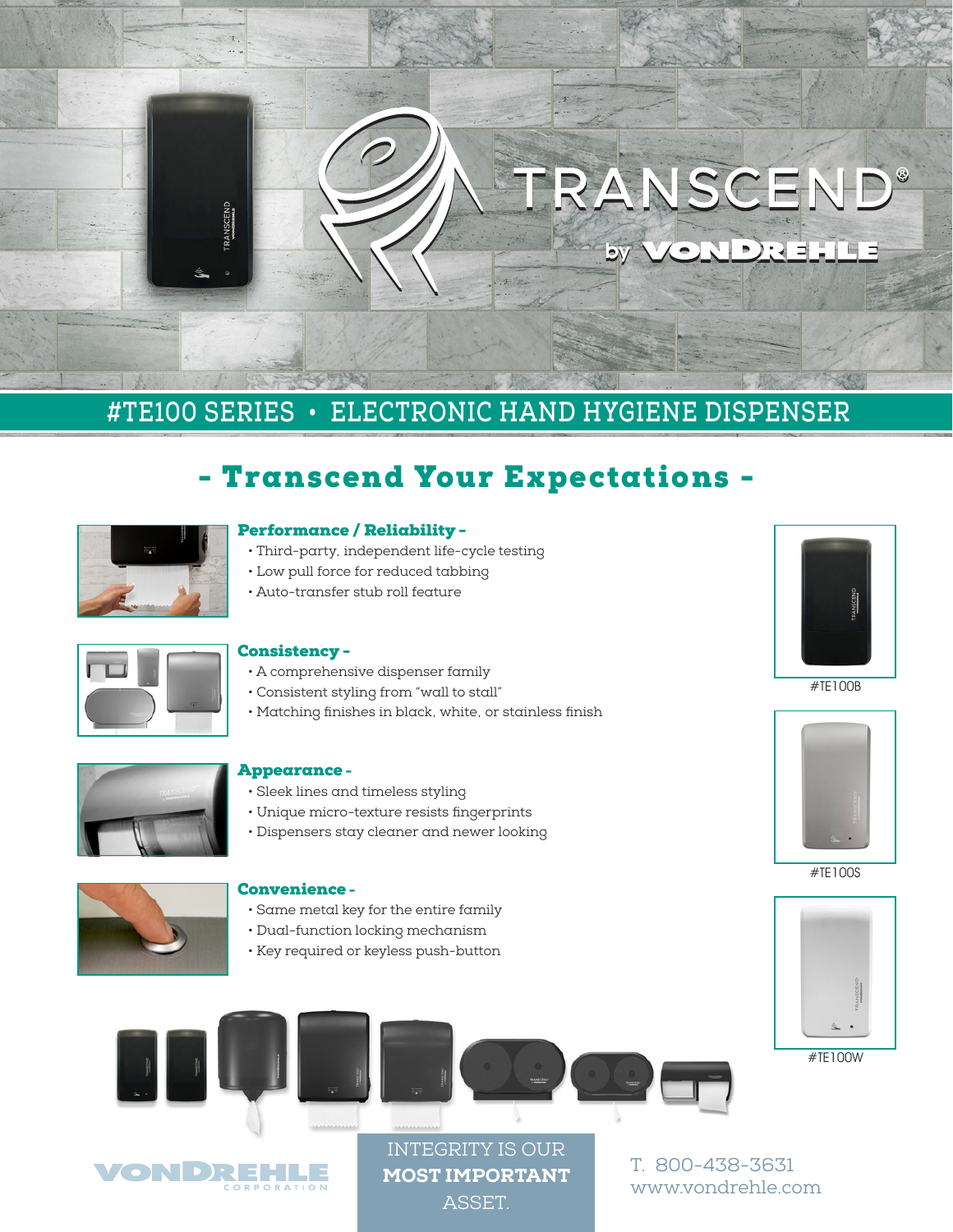# TRANSCEND®

by VONDREHLE

## #TE100 SERIES • ELECTRONIC HAND HYGIENE DISPENSER

## - Transcend Your Expectations -

### Performance / Reliability -

- Third-party, independent life-cycle testing
- Low pull force for reduced tabbing
- Auto-transfer stub roll feature

### Consistency -

- A comprehensive dispenser family
- Consistent styling from "wall to stall"
- Matching finishes in black, white, or stainless finish

### Appearance -

- Sleek lines and timeless styling
- Unique micro-texture resists fingerprints
- Dispensers stay cleaner and newer looking

### Convenience -

- Same metal key for the entire family
- Dual-function locking mechanism
- Key required or keyless push-button

#TE100B

#TE100S

#TE100W

VONDREHLE CORPORATION

INTEGRITY IS OUR **MOST IMPORTANT** ASSET.

T. 800-438-3631
www.vondrehle.com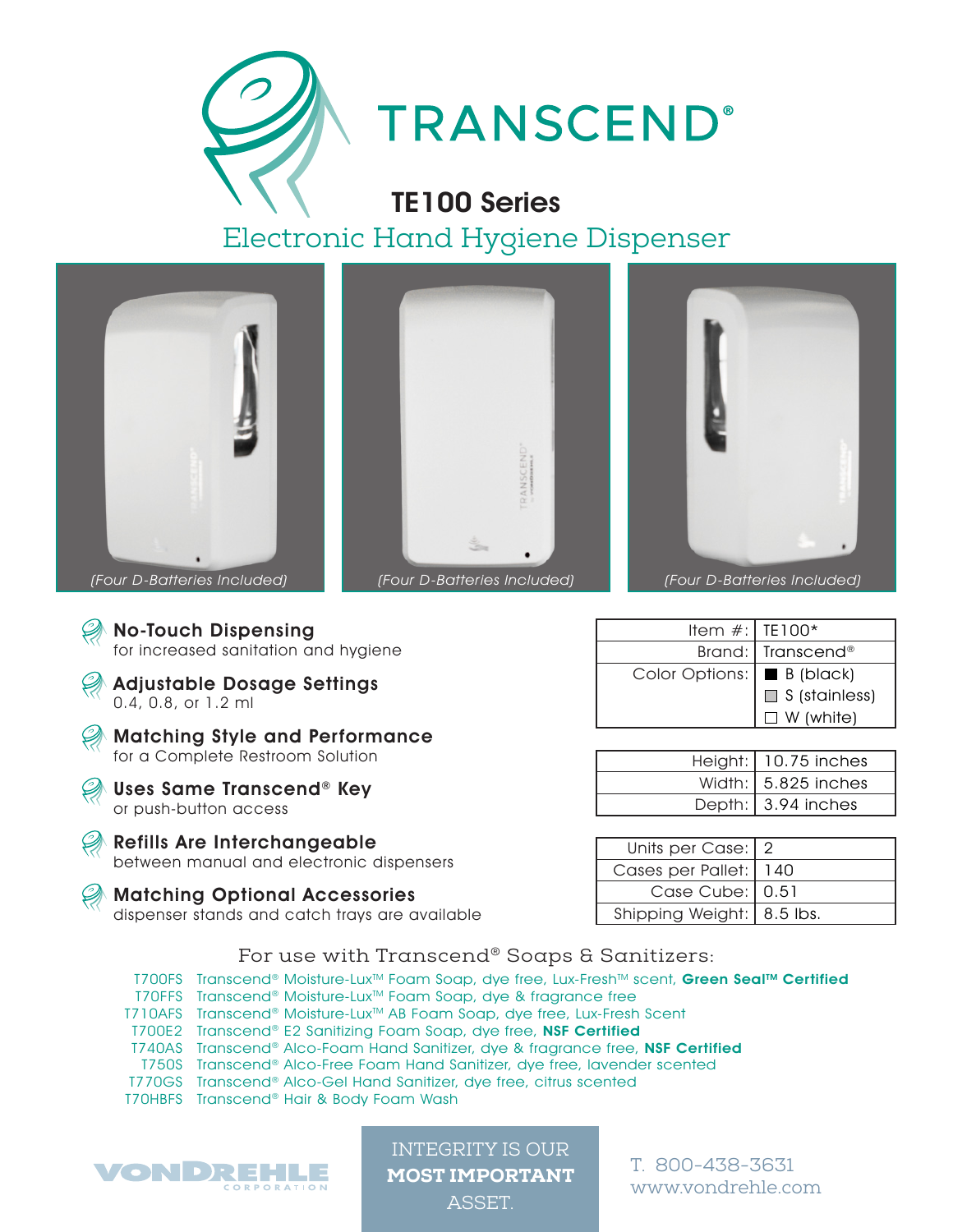# TRANSCEND®

## TE100 Series

## Electronic Hand Hygiene Dispenser

*(Four D-Batteries Included)*

*(Four D-Batteries Included)*

*(Four D-Batteries Included)*

**No-Touch Dispensing**
for increased sanitation and hygiene

**Adjustable Dosage Settings**
0.4, 0.8, or 1.2 ml

**Matching Style and Performance**
for a Complete Restroom Solution

**Uses Same Transcend® Key**
or push-button access

**Refills Are Interchangeable**
between manual and electronic dispensers

**Matching Optional Accessories**
dispenser stands and catch trays are available

| | |
|---|---|
| Item #: | TE100* |
| Brand: | Transcend® |
| Color Options: | ■ B (black)<br>□ S (stainless)<br>□ W (white) |

| | |
|---|---|
| Height: | 10.75 inches |
| Width: | 5.825 inches |
| Depth: | 3.94 inches |

| | |
|---|---|
| Units per Case: | 2 |
| Cases per Pallet: | 140 |
| Case Cube: | 0.51 |
| Shipping Weight: | 8.5 lbs. |

### For use with Transcend® Soaps & Sanitizers:

| | |
|---|---|
| T700FS | Transcend® Moisture-Lux™ Foam Soap, dye free, Lux-Fresh™ scent, **Green Seal™ Certified** |
| T70FFS | Transcend® Moisture-Lux™ Foam Soap, dye & fragrance free |
| T710AFS | Transcend® Moisture-Lux™ AB Foam Soap, dye free, Lux-Fresh Scent |
| T700E2 | Transcend® E2 Sanitizing Foam Soap, dye free, **NSF Certified** |
| T740AS | Transcend® Alco-Foam Hand Sanitizer, dye & fragrance free, **NSF Certified** |
| T750S | Transcend® Alco-Free Foam Hand Sanitizer, dye free, lavender scented |
| T770GS | Transcend® Alco-Gel Hand Sanitizer, dye free, citrus scented |
| T70HBFS | Transcend® Hair & Body Foam Wash |

VONDREHLE CORPORATION

INTEGRITY IS OUR **MOST IMPORTANT** ASSET.

T. 800-438-3631
www.vondrehle.com